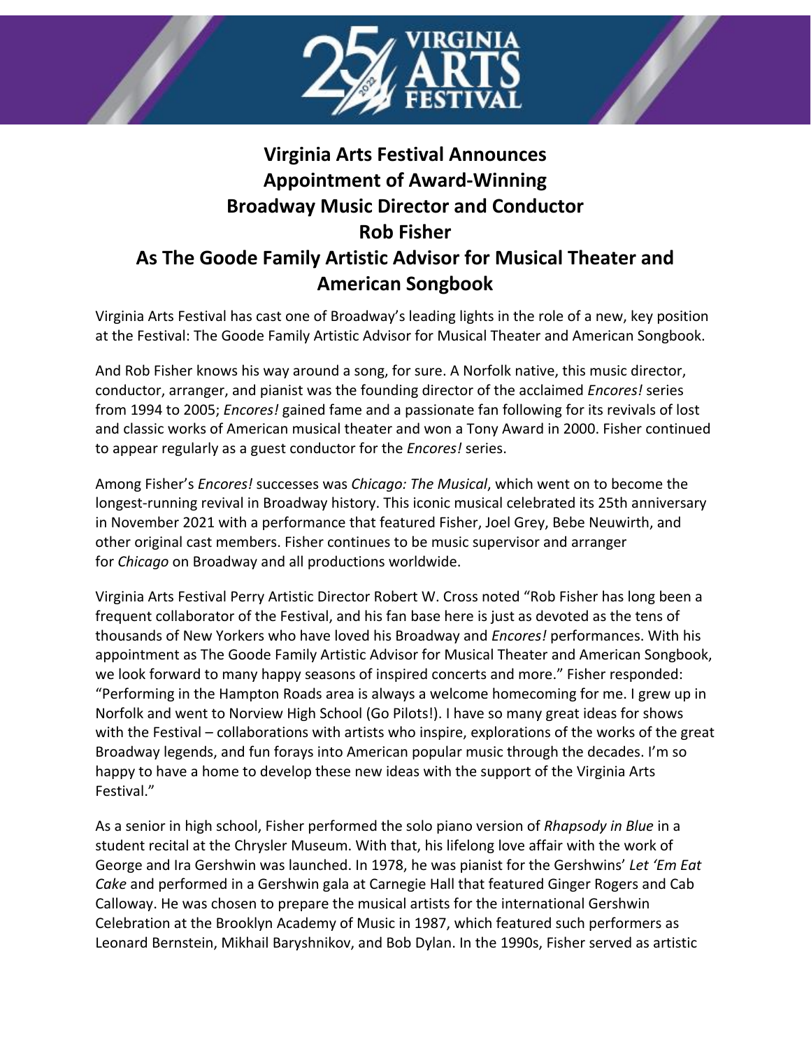# Virginia Arts Festival Announces Appointment of Award-Winning Broadway Music Director and Conductor Rob Fisher As The Goode Family Artistic Advisor for Musical Theater and American Songbook

Virginia Arts Festival has cast one of Broadway's leading lights in the role of a new, key position at the Festival: The Goode Family Artistic Advisor for Musical Theater and American Songbook.

And Rob Fisher knows his way around a song, for sure. A Norfolk native, this music director, conductor, arranger, and pianist was the founding director of the acclaimed *Encores!* series from 1994 to 2005; *Encores!* gained fame and a passionate fan following for its revivals of lost and classic works of American musical theater and won a Tony Award in 2000. Fisher continued to appear regularly as a guest conductor for the *Encores!* series.

Among Fisher's *Encores!* successes was *Chicago: The Musical*, which went on to become the longest-running revival in Broadway history. This iconic musical celebrated its 25th anniversary in November 2021 with a performance that featured Fisher, Joel Grey, Bebe Neuwirth, and other original cast members. Fisher continues to be music supervisor and arranger for *Chicago* on Broadway and all productions worldwide.

Virginia Arts Festival Perry Artistic Director Robert W. Cross noted "Rob Fisher has long been a frequent collaborator of the Festival, and his fan base here is just as devoted as the tens of thousands of New Yorkers who have loved his Broadway and *Encores!* performances. With his appointment as The Goode Family Artistic Advisor for Musical Theater and American Songbook, we look forward to many happy seasons of inspired concerts and more." Fisher responded: "Performing in the Hampton Roads area is always a welcome homecoming for me. I grew up in Norfolk and went to Norview High School (Go Pilots!). I have so many great ideas for shows with the Festival – collaborations with artists who inspire, explorations of the works of the great Broadway legends, and fun forays into American popular music through the decades. I'm so happy to have a home to develop these new ideas with the support of the Virginia Arts Festival."

As a senior in high school, Fisher performed the solo piano version of *Rhapsody in Blue* in a student recital at the Chrysler Museum. With that, his lifelong love affair with the work of George and Ira Gershwin was launched. In 1978, he was pianist for the Gershwins' *Let 'Em Eat Cake* and performed in a Gershwin gala at Carnegie Hall that featured Ginger Rogers and Cab Calloway. He was chosen to prepare the musical artists for the international Gershwin Celebration at the Brooklyn Academy of Music in 1987, which featured such performers as Leonard Bernstein, Mikhail Baryshnikov, and Bob Dylan. In the 1990s, Fisher served as artistic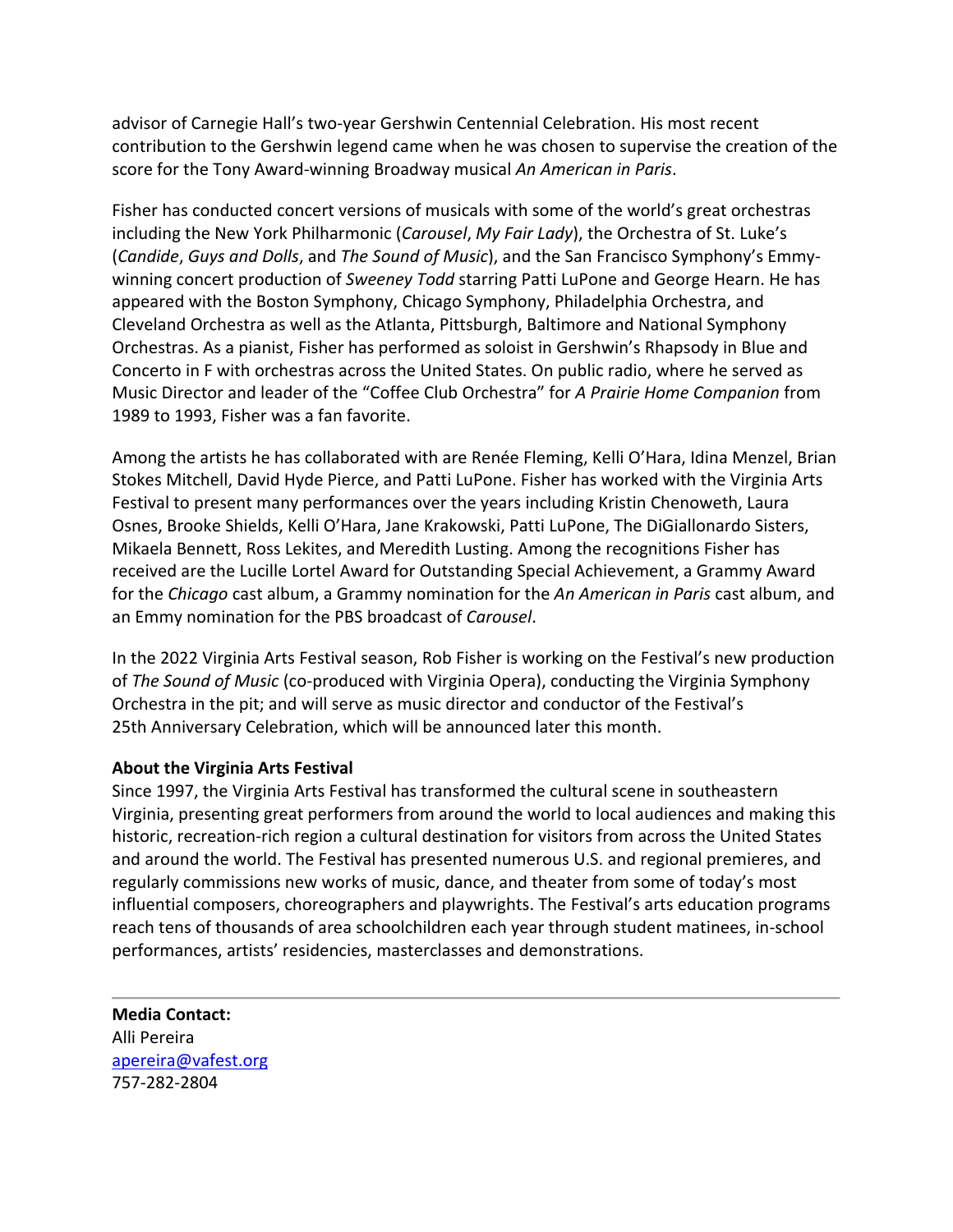advisor of Carnegie Hall's two-year Gershwin Centennial Celebration. His most recent contribution to the Gershwin legend came when he was chosen to supervise the creation of the score for the Tony Award-winning Broadway musical *An American in Paris*.

Fisher has conducted concert versions of musicals with some of the world's great orchestras including the New York Philharmonic (*Carousel*, *My Fair Lady*), the Orchestra of St. Luke's (*Candide*, *Guys and Dolls*, and *The Sound of Music*), and the San Francisco Symphony's Emmy-winning concert production of *Sweeney Todd* starring Patti LuPone and George Hearn. He has appeared with the Boston Symphony, Chicago Symphony, Philadelphia Orchestra, and Cleveland Orchestra as well as the Atlanta, Pittsburgh, Baltimore and National Symphony Orchestras. As a pianist, Fisher has performed as soloist in Gershwin's Rhapsody in Blue and Concerto in F with orchestras across the United States. On public radio, where he served as Music Director and leader of the "Coffee Club Orchestra" for *A Prairie Home Companion* from 1989 to 1993, Fisher was a fan favorite.

Among the artists he has collaborated with are Renée Fleming, Kelli O'Hara, Idina Menzel, Brian Stokes Mitchell, David Hyde Pierce, and Patti LuPone. Fisher has worked with the Virginia Arts Festival to present many performances over the years including Kristin Chenoweth, Laura Osnes, Brooke Shields, Kelli O'Hara, Jane Krakowski, Patti LuPone, The DiGiallonardo Sisters, Mikaela Bennett, Ross Lekites, and Meredith Lusting. Among the recognitions Fisher has received are the Lucille Lortel Award for Outstanding Special Achievement, a Grammy Award for the *Chicago* cast album, a Grammy nomination for the *An American in Paris* cast album, and an Emmy nomination for the PBS broadcast of *Carousel*.

In the 2022 Virginia Arts Festival season, Rob Fisher is working on the Festival's new production of *The Sound of Music* (co-produced with Virginia Opera), conducting the Virginia Symphony Orchestra in the pit; and will serve as music director and conductor of the Festival's 25th Anniversary Celebration, which will be announced later this month.

**About the Virginia Arts Festival**

Since 1997, the Virginia Arts Festival has transformed the cultural scene in southeastern Virginia, presenting great performers from around the world to local audiences and making this historic, recreation-rich region a cultural destination for visitors from across the United States and around the world. The Festival has presented numerous U.S. and regional premieres, and regularly commissions new works of music, dance, and theater from some of today's most influential composers, choreographers and playwrights. The Festival's arts education programs reach tens of thousands of area schoolchildren each year through student matinees, in-school performances, artists' residencies, masterclasses and demonstrations.

---

**Media Contact:**
Alli Pereira
apereira@vafest.org
757-282-2804